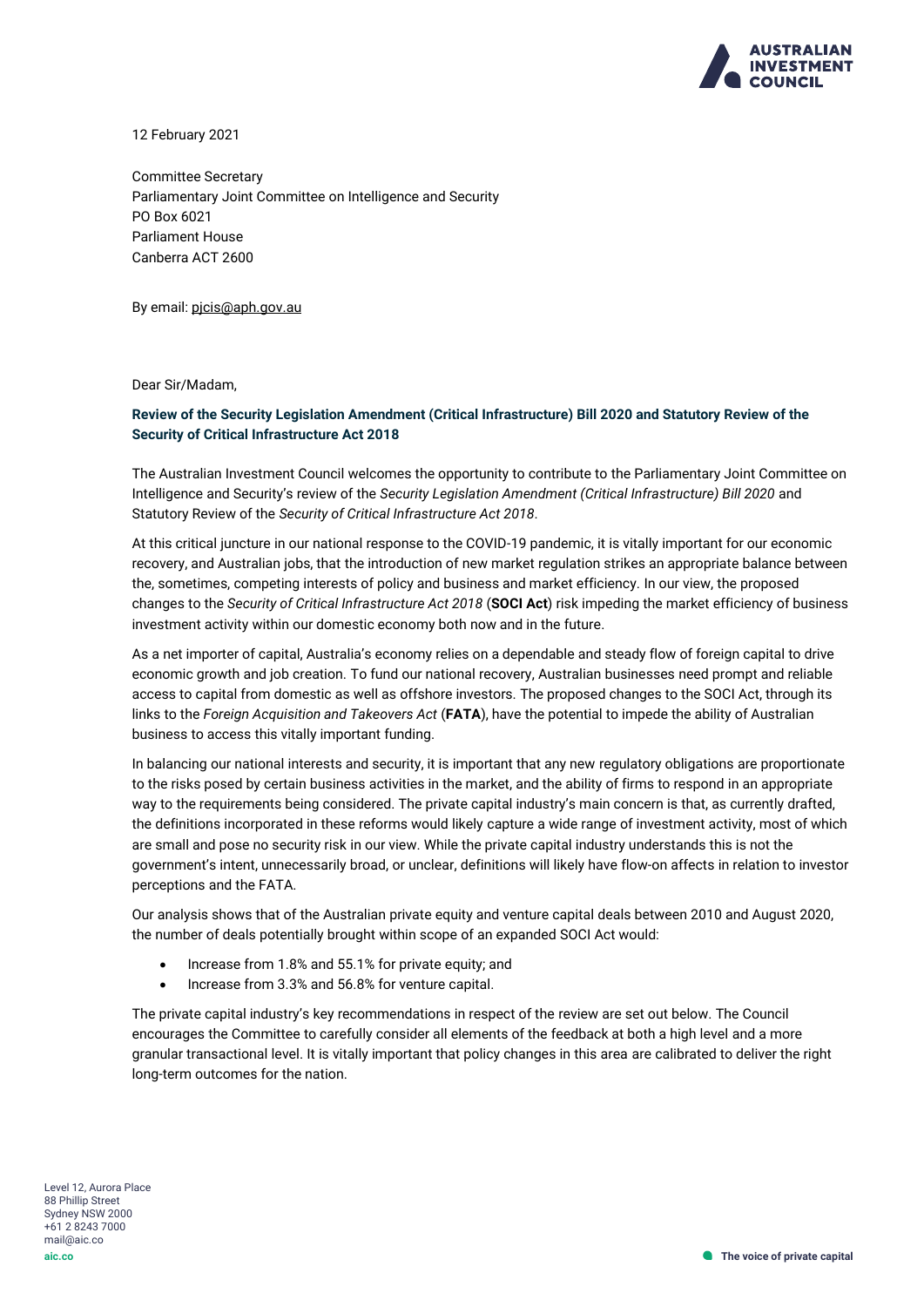12 February 2021

Committee Secretary
Parliamentary Joint Committee on Intelligence and Security
PO Box 6021
Parliament House
Canberra ACT 2600

By email: pjcis@aph.gov.au

Dear Sir/Madam,

**Review of the Security Legislation Amendment (Critical Infrastructure) Bill 2020 and Statutory Review of the Security of Critical Infrastructure Act 2018**

The Australian Investment Council welcomes the opportunity to contribute to the Parliamentary Joint Committee on Intelligence and Security's review of the *Security Legislation Amendment (Critical Infrastructure) Bill 2020* and Statutory Review of the *Security of Critical Infrastructure Act 2018*.

At this critical juncture in our national response to the COVID-19 pandemic, it is vitally important for our economic recovery, and Australian jobs, that the introduction of new market regulation strikes an appropriate balance between the, sometimes, competing interests of policy and business and market efficiency. In our view, the proposed changes to the *Security of Critical Infrastructure Act 2018* (**SOCI Act**) risk impeding the market efficiency of business investment activity within our domestic economy both now and in the future.

As a net importer of capital, Australia's economy relies on a dependable and steady flow of foreign capital to drive economic growth and job creation. To fund our national recovery, Australian businesses need prompt and reliable access to capital from domestic as well as offshore investors. The proposed changes to the SOCI Act, through its links to the *Foreign Acquisition and Takeovers Act* (**FATA**), have the potential to impede the ability of Australian business to access this vitally important funding.

In balancing our national interests and security, it is important that any new regulatory obligations are proportionate to the risks posed by certain business activities in the market, and the ability of firms to respond in an appropriate way to the requirements being considered. The private capital industry's main concern is that, as currently drafted, the definitions incorporated in these reforms would likely capture a wide range of investment activity, most of which are small and pose no security risk in our view. While the private capital industry understands this is not the government's intent, unnecessarily broad, or unclear, definitions will likely have flow-on affects in relation to investor perceptions and the FATA.

Our analysis shows that of the Australian private equity and venture capital deals between 2010 and August 2020, the number of deals potentially brought within scope of an expanded SOCI Act would:

- Increase from 1.8% and 55.1% for private equity; and
- Increase from 3.3% and 56.8% for venture capital.

The private capital industry's key recommendations in respect of the review are set out below. The Council encourages the Committee to carefully consider all elements of the feedback at both a high level and a more granular transactional level. It is vitally important that policy changes in this area are calibrated to deliver the right long-term outcomes for the nation.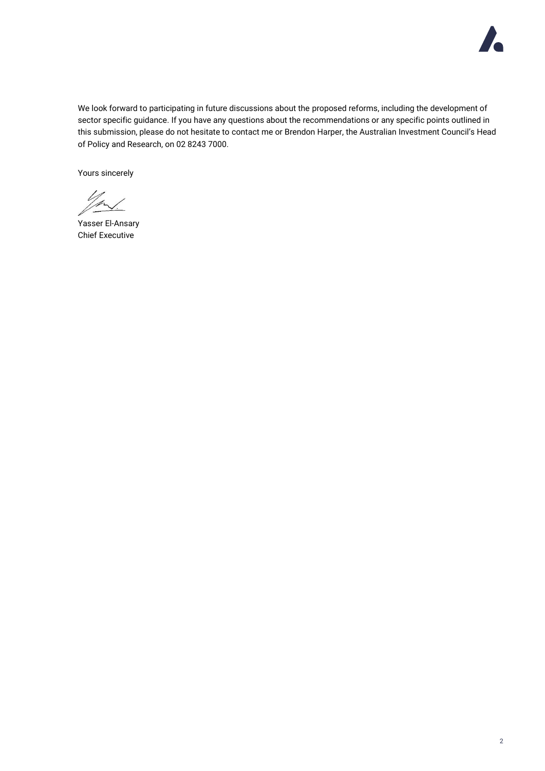We look forward to participating in future discussions about the proposed reforms, including the development of sector specific guidance. If you have any questions about the recommendations or any specific points outlined in this submission, please do not hesitate to contact me or Brendon Harper, the Australian Investment Council's Head of Policy and Research, on 02 8243 7000.

Yours sincerely

Yasser El-Ansary
Chief Executive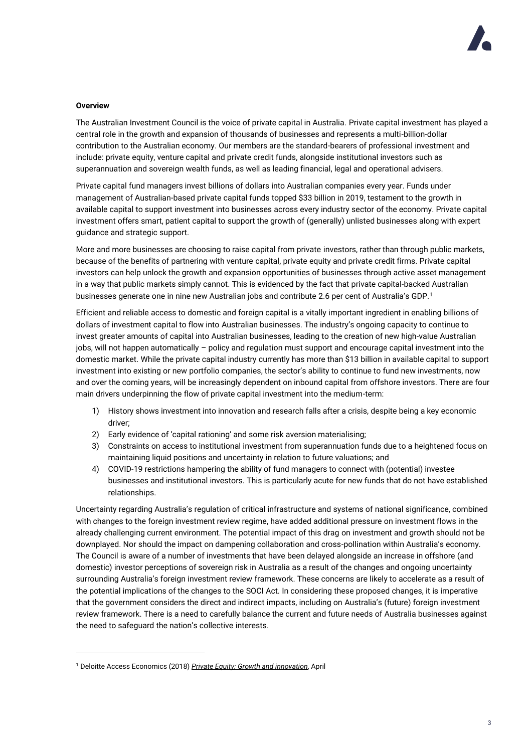**Overview**

The Australian Investment Council is the voice of private capital in Australia. Private capital investment has played a central role in the growth and expansion of thousands of businesses and represents a multi-billion-dollar contribution to the Australian economy. Our members are the standard-bearers of professional investment and include: private equity, venture capital and private credit funds, alongside institutional investors such as superannuation and sovereign wealth funds, as well as leading financial, legal and operational advisers.

Private capital fund managers invest billions of dollars into Australian companies every year. Funds under management of Australian-based private capital funds topped $33 billion in 2019, testament to the growth in available capital to support investment into businesses across every industry sector of the economy. Private capital investment offers smart, patient capital to support the growth of (generally) unlisted businesses along with expert guidance and strategic support.

More and more businesses are choosing to raise capital from private investors, rather than through public markets, because of the benefits of partnering with venture capital, private equity and private credit firms. Private capital investors can help unlock the growth and expansion opportunities of businesses through active asset management in a way that public markets simply cannot. This is evidenced by the fact that private capital-backed Australian businesses generate one in nine new Australian jobs and contribute 2.6 per cent of Australia's GDP.[1]

Efficient and reliable access to domestic and foreign capital is a vitally important ingredient in enabling billions of dollars of investment capital to flow into Australian businesses. The industry's ongoing capacity to continue to invest greater amounts of capital into Australian businesses, leading to the creation of new high-value Australian jobs, will not happen automatically – policy and regulation must support and encourage capital investment into the domestic market. While the private capital industry currently has more than $13 billion in available capital to support investment into existing or new portfolio companies, the sector's ability to continue to fund new investments, now and over the coming years, will be increasingly dependent on inbound capital from offshore investors. There are four main drivers underpinning the flow of private capital investment into the medium-term:

1) History shows investment into innovation and research falls after a crisis, despite being a key economic driver;
2) Early evidence of 'capital rationing' and some risk aversion materialising;
3) Constraints on access to institutional investment from superannuation funds due to a heightened focus on maintaining liquid positions and uncertainty in relation to future valuations; and
4) COVID-19 restrictions hampering the ability of fund managers to connect with (potential) investee businesses and institutional investors. This is particularly acute for new funds that do not have established relationships.

Uncertainty regarding Australia's regulation of critical infrastructure and systems of national significance, combined with changes to the foreign investment review regime, have added additional pressure on investment flows in the already challenging current environment. The potential impact of this drag on investment and growth should not be downplayed. Nor should the impact on dampening collaboration and cross-pollination within Australia's economy. The Council is aware of a number of investments that have been delayed alongside an increase in offshore (and domestic) investor perceptions of sovereign risk in Australia as a result of the changes and ongoing uncertainty surrounding Australia's foreign investment review framework. These concerns are likely to accelerate as a result of the potential implications of the changes to the SOCI Act. In considering these proposed changes, it is imperative that the government considers the direct and indirect impacts, including on Australia's (future) foreign investment review framework. There is a need to carefully balance the current and future needs of Australia businesses against the need to safeguard the nation's collective interests.

---

[1] Deloitte Access Economics (2018) *Private Equity: Growth and innovation*, April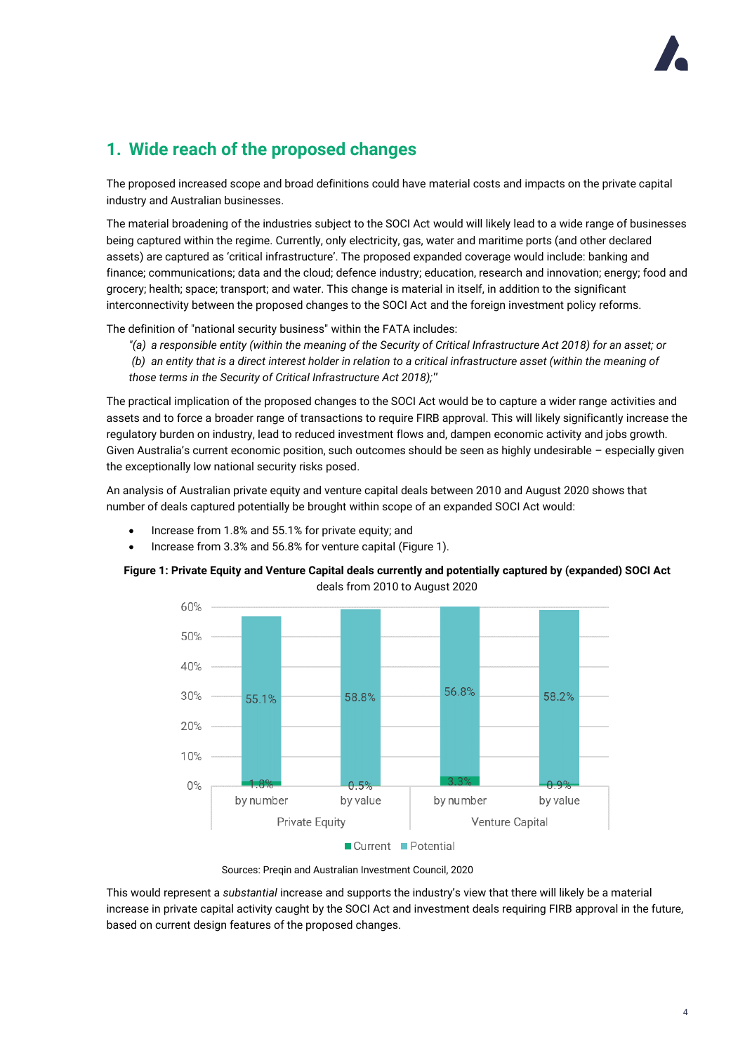## 1. Wide reach of the proposed changes

The proposed increased scope and broad definitions could have material costs and impacts on the private capital industry and Australian businesses.

The material broadening of the industries subject to the SOCI Act would will likely lead to a wide range of businesses being captured within the regime. Currently, only electricity, gas, water and maritime ports (and other declared assets) are captured as 'critical infrastructure'. The proposed expanded coverage would include: banking and finance; communications; data and the cloud; defence industry; education, research and innovation; energy; food and grocery; health; space; transport; and water. This change is material in itself, in addition to the significant interconnectivity between the proposed changes to the SOCI Act and the foreign investment policy reforms.

The definition of "national security business" within the FATA includes:

> *"(a) a responsible entity (within the meaning of the Security of Critical Infrastructure Act 2018) for an asset; or*
> *(b) an entity that is a direct interest holder in relation to a critical infrastructure asset (within the meaning of those terms in the Security of Critical Infrastructure Act 2018);"*

The practical implication of the proposed changes to the SOCI Act would be to capture a wider range activities and assets and to force a broader range of transactions to require FIRB approval. This will likely significantly increase the regulatory burden on industry, lead to reduced investment flows and, dampen economic activity and jobs growth. Given Australia's current economic position, such outcomes should be seen as highly undesirable – especially given the exceptionally low national security risks posed.

An analysis of Australian private equity and venture capital deals between 2010 and August 2020 shows that number of deals captured potentially be brought within scope of an expanded SOCI Act would:

- Increase from 1.8% and 55.1% for private equity; and
- Increase from 3.3% and 56.8% for venture capital (Figure 1).

**Figure 1: Private Equity and Venture Capital deals currently and potentially captured by (expanded) SOCI Act** deals from 2010 to August 2020

| | | Current | Potential |
|---|---|---|---|
| Private Equity | by number | 1.8% | 55.1% |
| | by value | 0.5% | 58.8% |
| Venture Capital | by number | 3.3% | 56.8% |
| | by value | 0.9% | 58.2% |

Sources: Preqin and Australian Investment Council, 2020

This would represent a *substantial* increase and supports the industry's view that there will likely be a material increase in private capital activity caught by the SOCI Act and investment deals requiring FIRB approval in the future, based on current design features of the proposed changes.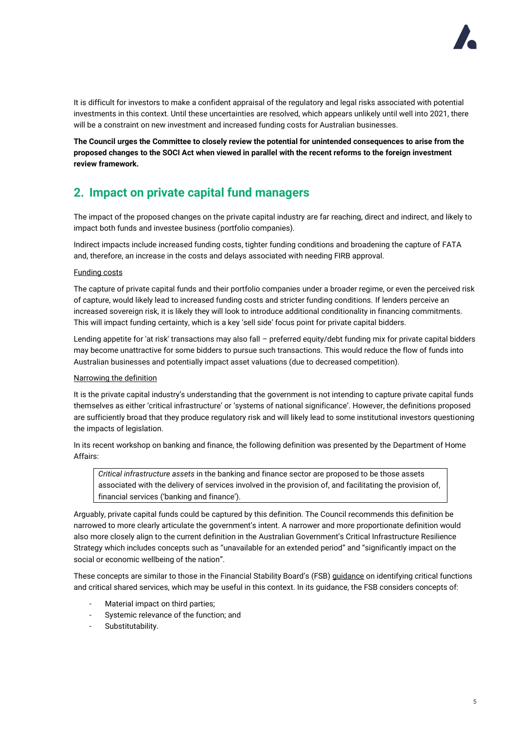It is difficult for investors to make a confident appraisal of the regulatory and legal risks associated with potential investments in this context. Until these uncertainties are resolved, which appears unlikely until well into 2021, there will be a constraint on new investment and increased funding costs for Australian businesses.

**The Council urges the Committee to closely review the potential for unintended consequences to arise from the proposed changes to the SOCI Act when viewed in parallel with the recent reforms to the foreign investment review framework.**

## 2. Impact on private capital fund managers

The impact of the proposed changes on the private capital industry are far reaching, direct and indirect, and likely to impact both funds and investee business (portfolio companies).

Indirect impacts include increased funding costs, tighter funding conditions and broadening the capture of FATA and, therefore, an increase in the costs and delays associated with needing FIRB approval.

Funding costs

The capture of private capital funds and their portfolio companies under a broader regime, or even the perceived risk of capture, would likely lead to increased funding costs and stricter funding conditions. If lenders perceive an increased sovereign risk, it is likely they will look to introduce additional conditionality in financing commitments. This will impact funding certainty, which is a key 'sell side' focus point for private capital bidders.

Lending appetite for 'at risk' transactions may also fall – preferred equity/debt funding mix for private capital bidders may become unattractive for some bidders to pursue such transactions. This would reduce the flow of funds into Australian businesses and potentially impact asset valuations (due to decreased competition).

Narrowing the definition

It is the private capital industry's understanding that the government is not intending to capture private capital funds themselves as either 'critical infrastructure' or 'systems of national significance'. However, the definitions proposed are sufficiently broad that they produce regulatory risk and will likely lead to some institutional investors questioning the impacts of legislation.

In its recent workshop on banking and finance, the following definition was presented by the Department of Home Affairs:

> *Critical infrastructure assets* in the banking and finance sector are proposed to be those assets associated with the delivery of services involved in the provision of, and facilitating the provision of, financial services ('banking and finance').

Arguably, private capital funds could be captured by this definition. The Council recommends this definition be narrowed to more clearly articulate the government's intent. A narrower and more proportionate definition would also more closely align to the current definition in the Australian Government's Critical Infrastructure Resilience Strategy which includes concepts such as "unavailable for an extended period" and "significantly impact on the social or economic wellbeing of the nation".

These concepts are similar to those in the Financial Stability Board's (FSB) guidance on identifying critical functions and critical shared services, which may be useful in this context. In its guidance, the FSB considers concepts of:

- Material impact on third parties;
- Systemic relevance of the function; and
- Substitutability.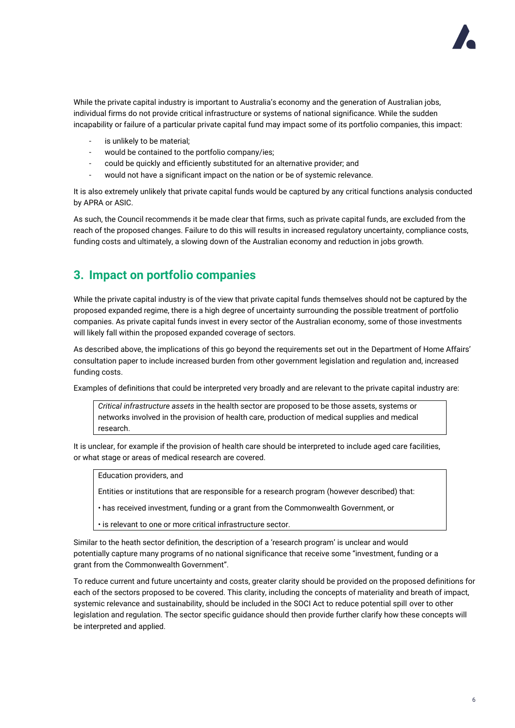While the private capital industry is important to Australia's economy and the generation of Australian jobs, individual firms do not provide critical infrastructure or systems of national significance. While the sudden incapability or failure of a particular private capital fund may impact some of its portfolio companies, this impact:

- is unlikely to be material;
- would be contained to the portfolio company/ies;
- could be quickly and efficiently substituted for an alternative provider; and
- would not have a significant impact on the nation or be of systemic relevance.

It is also extremely unlikely that private capital funds would be captured by any critical functions analysis conducted by APRA or ASIC.

As such, the Council recommends it be made clear that firms, such as private capital funds, are excluded from the reach of the proposed changes. Failure to do this will results in increased regulatory uncertainty, compliance costs, funding costs and ultimately, a slowing down of the Australian economy and reduction in jobs growth.

## 3. Impact on portfolio companies

While the private capital industry is of the view that private capital funds themselves should not be captured by the proposed expanded regime, there is a high degree of uncertainty surrounding the possible treatment of portfolio companies. As private capital funds invest in every sector of the Australian economy, some of those investments will likely fall within the proposed expanded coverage of sectors.

As described above, the implications of this go beyond the requirements set out in the Department of Home Affairs' consultation paper to include increased burden from other government legislation and regulation and, increased funding costs.

Examples of definitions that could be interpreted very broadly and are relevant to the private capital industry are:

> *Critical infrastructure assets* in the health sector are proposed to be those assets, systems or networks involved in the provision of health care, production of medical supplies and medical research.

It is unclear, for example if the provision of health care should be interpreted to include aged care facilities, or what stage or areas of medical research are covered.

> Education providers, and
>
> Entities or institutions that are responsible for a research program (however described) that:
>
> • has received investment, funding or a grant from the Commonwealth Government, or
>
> • is relevant to one or more critical infrastructure sector.

Similar to the heath sector definition, the description of a 'research program' is unclear and would potentially capture many programs of no national significance that receive some "investment, funding or a grant from the Commonwealth Government".

To reduce current and future uncertainty and costs, greater clarity should be provided on the proposed definitions for each of the sectors proposed to be covered. This clarity, including the concepts of materiality and breath of impact, systemic relevance and sustainability, should be included in the SOCI Act to reduce potential spill over to other legislation and regulation. The sector specific guidance should then provide further clarify how these concepts will be interpreted and applied.